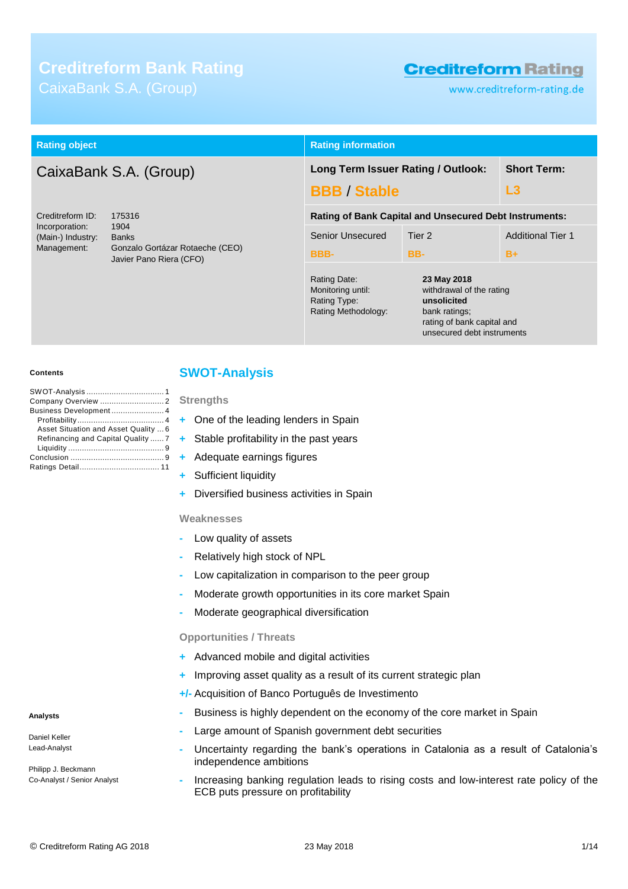# Creditreform Bank Rating

CaixaBank S.A. (Group)

Creditreform Rating

www.creditreform-rating.de

| Rating object | Rating information | | |
|---|---|---|---|
| CaixaBank S.A. (Group) | Long Term Issuer Rating / Outlook: **BBB / Stable** | | Short Term: **L3** |
| | Rating of Bank Capital and Unsecured Debt Instruments: | | |
| | Senior Unsecured | Tier 2 | Additional Tier 1 |
| | BBB- | BB- | B+ |

Creditreform ID: 175316
Incorporation: 1904
(Main-) Industry: Banks
Management: Gonzalo Gortázar Rotaeche (CEO), Javier Pano Riera (CFO)

Rating Date: **23 May 2018**
Monitoring until: withdrawal of the rating
Rating Type: **unsolicited**
Rating Methodology: bank ratings; rating of bank capital and unsecured debt instruments

**Contents**

- SWOT-Analysis ... 1
- Company Overview ... 2
- Business Development ... 4
  - Profitability ... 4
  - Asset Situation and Asset Quality ... 6
  - Refinancing and Capital Quality ... 7
  - Liquidity ... 9
- Conclusion ... 9
- Ratings Detail ... 11

## SWOT-Analysis

### Strengths

- \+ One of the leading lenders in Spain
- \+ Stable profitability in the past years
- \+ Adequate earnings figures
- \+ Sufficient liquidity
- \+ Diversified business activities in Spain

### Weaknesses

- \- Low quality of assets
- \- Relatively high stock of NPL
- \- Low capitalization in comparison to the peer group
- \- Moderate growth opportunities in its core market Spain
- \- Moderate geographical diversification

### Opportunities / Threats

- \+ Advanced mobile and digital activities
- \+ Improving asset quality as a result of its current strategic plan
- +/- Acquisition of Banco Português de Investimento
- \- Business is highly dependent on the economy of the core market in Spain
- \- Large amount of Spanish government debt securities
- \- Uncertainty regarding the bank's operations in Catalonia as a result of Catalonia's independence ambitions
- \- Increasing banking regulation leads to rising costs and low-interest rate policy of the ECB puts pressure on profitability

**Analysts**

Daniel Keller
Lead-Analyst

Philipp J. Beckmann
Co-Analyst / Senior Analyst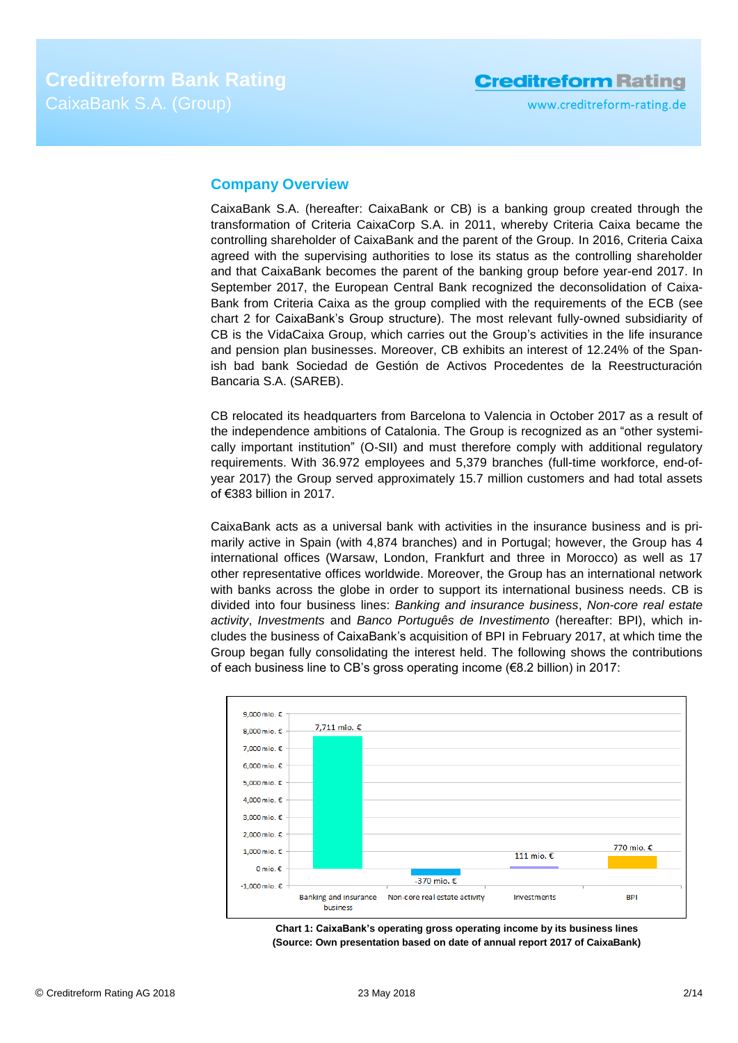## Company Overview

CaixaBank S.A. (hereafter: CaixaBank or CB) is a banking group created through the transformation of Criteria CaixaCorp S.A. in 2011, whereby Criteria Caixa became the controlling shareholder of CaixaBank and the parent of the Group. In 2016, Criteria Caixa agreed with the supervising authorities to lose its status as the controlling shareholder and that CaixaBank becomes the parent of the banking group before year-end 2017. In September 2017, the European Central Bank recognized the deconsolidation of Caixa-Bank from Criteria Caixa as the group complied with the requirements of the ECB (see chart 2 for CaixaBank's Group structure). The most relevant fully-owned subsidiary of CB is the VidaCaixa Group, which carries out the Group's activities in the life insurance and pension plan businesses. Moreover, CB exhibits an interest of 12.24% of the Spanish bad bank Sociedad de Gestión de Activos Procedentes de la Reestructuración Bancaria S.A. (SAREB).

CB relocated its headquarters from Barcelona to Valencia in October 2017 as a result of the independence ambitions of Catalonia. The Group is recognized as an "other systemically important institution" (O-SII) and must therefore comply with additional regulatory requirements. With 36.972 employees and 5,379 branches (full-time workforce, end-of-year 2017) the Group served approximately 15.7 million customers and had total assets of €383 billion in 2017.

CaixaBank acts as a universal bank with activities in the insurance business and is primarily active in Spain (with 4,874 branches) and in Portugal; however, the Group has 4 international offices (Warsaw, London, Frankfurt and three in Morocco) as well as 17 other representative offices worldwide. Moreover, the Group has an international network with banks across the globe in order to support its international business needs. CB is divided into four business lines: *Banking and insurance business*, *Non-core real estate activity*, *Investments* and *Banco Português de Investimento* (hereafter: BPI), which includes the business of CaixaBank's acquisition of BPI in February 2017, at which time the Group began fully consolidating the interest held. The following shows the contributions of each business line to CB's gross operating income (€8.2 billion) in 2017:

| Business line | Gross operating income |
|---|---|
| Banking and insurance business | 7,711 mio. € |
| Non-core real estate activity | -370 mio. € |
| Investments | 111 mio. € |
| BPI | 770 mio. € |

**Chart 1: CaixaBank's operating gross operating income by its business lines (Source: Own presentation based on date of annual report 2017 of CaixaBank)**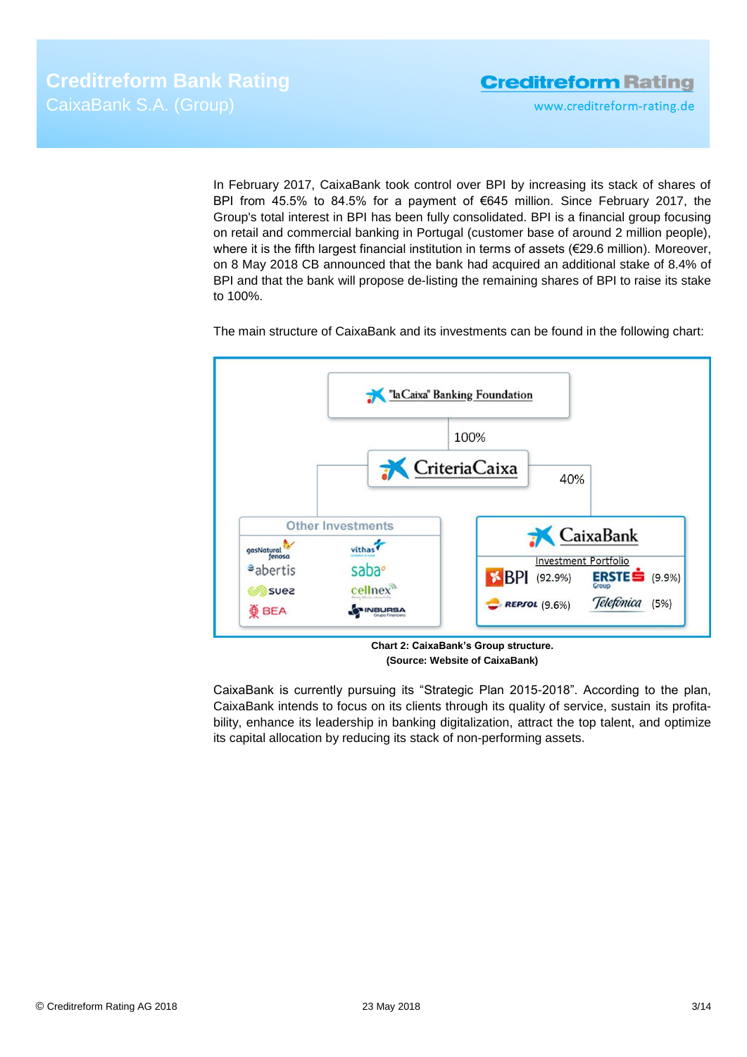In February 2017, CaixaBank took control over BPI by increasing its stack of shares of BPI from 45.5% to 84.5% for a payment of €645 million. Since February 2017, the Group's total interest in BPI has been fully consolidated. BPI is a financial group focusing on retail and commercial banking in Portugal (customer base of around 2 million people), where it is the fifth largest financial institution in terms of assets (€29.6 million). Moreover, on 8 May 2018 CB announced that the bank had acquired an additional stake of 8.4% of BPI and that the bank will propose de-listing the remaining shares of BPI to raise its stake to 100%.

The main structure of CaixaBank and its investments can be found in the following chart:

"laCaixa" Banking Foundation

100%

CriteriaCaixa

40%

Other Investments: gasNatural fenosa, vithas, abertis, saba, suez, cellnex, BEA, INBURSA

CaixaBank – Investment Portfolio: BPI (92.9%), ERSTE Group (9.9%), REPSOL (9.6%), Telefónica (5%)

**Chart 2: CaixaBank's Group structure.**
**(Source: Website of CaixaBank)**

CaixaBank is currently pursuing its "Strategic Plan 2015-2018". According to the plan, CaixaBank intends to focus on its clients through its quality of service, sustain its profitability, enhance its leadership in banking digitalization, attract the top talent, and optimize its capital allocation by reducing its stack of non-performing assets.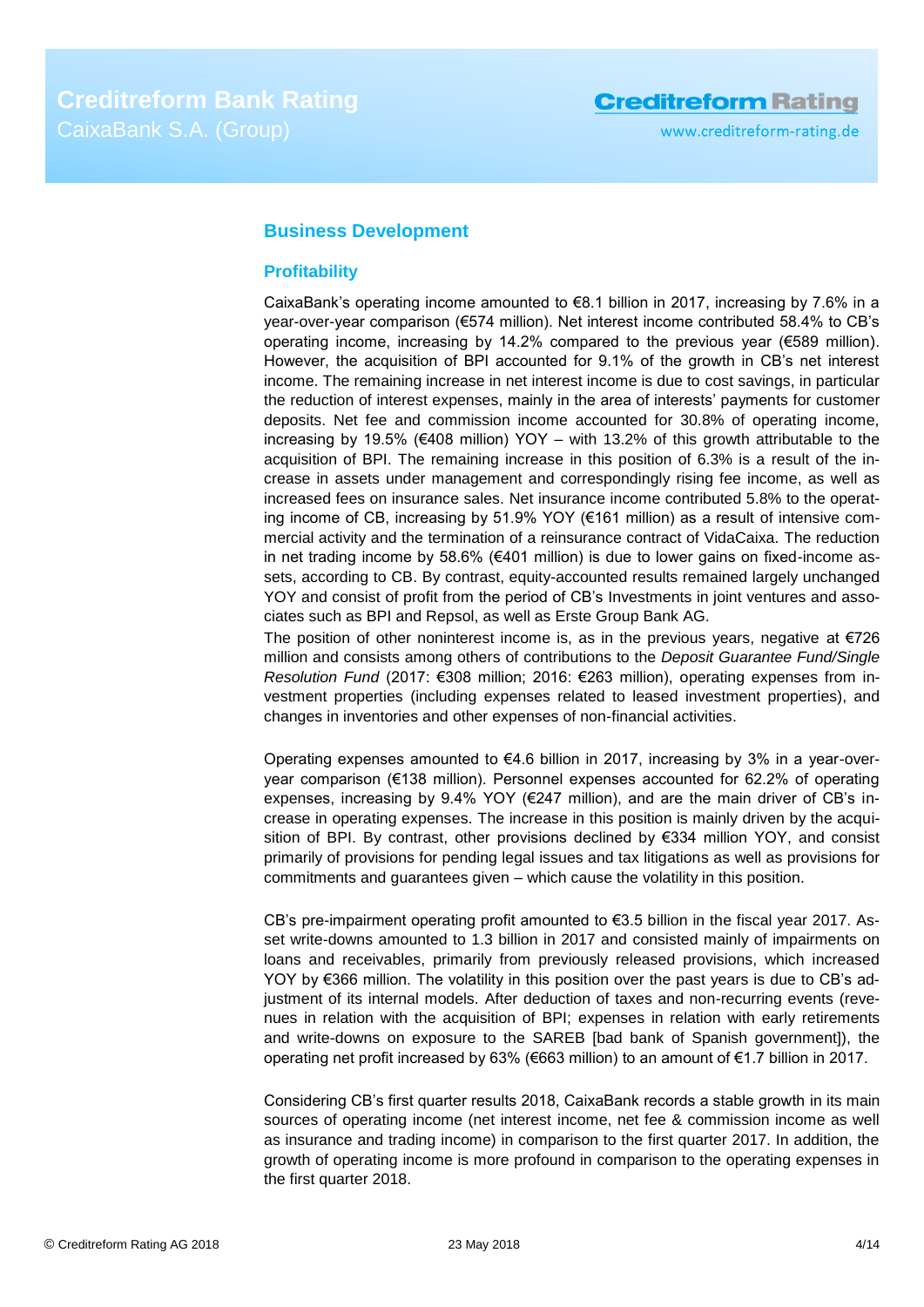## Business Development

### Profitability

CaixaBank's operating income amounted to €8.1 billion in 2017, increasing by 7.6% in a year-over-year comparison (€574 million). Net interest income contributed 58.4% to CB's operating income, increasing by 14.2% compared to the previous year (€589 million). However, the acquisition of BPI accounted for 9.1% of the growth in CB's net interest income. The remaining increase in net interest income is due to cost savings, in particular the reduction of interest expenses, mainly in the area of interests' payments for customer deposits. Net fee and commission income accounted for 30.8% of operating income, increasing by 19.5% (€408 million) YOY – with 13.2% of this growth attributable to the acquisition of BPI. The remaining increase in this position of 6.3% is a result of the increase in assets under management and correspondingly rising fee income, as well as increased fees on insurance sales. Net insurance income contributed 5.8% to the operating income of CB, increasing by 51.9% YOY (€161 million) as a result of intensive commercial activity and the termination of a reinsurance contract of VidaCaixa. The reduction in net trading income by 58.6% (€401 million) is due to lower gains on fixed-income assets, according to CB. By contrast, equity-accounted results remained largely unchanged YOY and consist of profit from the period of CB's Investments in joint ventures and associates such as BPI and Repsol, as well as Erste Group Bank AG.

The position of other noninterest income is, as in the previous years, negative at €726 million and consists among others of contributions to the *Deposit Guarantee Fund/Single Resolution Fund* (2017: €308 million; 2016: €263 million), operating expenses from investment properties (including expenses related to leased investment properties), and changes in inventories and other expenses of non-financial activities.

Operating expenses amounted to €4.6 billion in 2017, increasing by 3% in a year-over-year comparison (€138 million). Personnel expenses accounted for 62.2% of operating expenses, increasing by 9.4% YOY (€247 million), and are the main driver of CB's increase in operating expenses. The increase in this position is mainly driven by the acquisition of BPI. By contrast, other provisions declined by €334 million YOY, and consist primarily of provisions for pending legal issues and tax litigations as well as provisions for commitments and guarantees given – which cause the volatility in this position.

CB's pre-impairment operating profit amounted to €3.5 billion in the fiscal year 2017. Asset write-downs amounted to 1.3 billion in 2017 and consisted mainly of impairments on loans and receivables, primarily from previously released provisions, which increased YOY by €366 million. The volatility in this position over the past years is due to CB's adjustment of its internal models. After deduction of taxes and non-recurring events (revenues in relation with the acquisition of BPI; expenses in relation with early retirements and write-downs on exposure to the SAREB [bad bank of Spanish government]), the operating net profit increased by 63% (€663 million) to an amount of €1.7 billion in 2017.

Considering CB's first quarter results 2018, CaixaBank records a stable growth in its main sources of operating income (net interest income, net fee & commission income as well as insurance and trading income) in comparison to the first quarter 2017. In addition, the growth of operating income is more profound in comparison to the operating expenses in the first quarter 2018.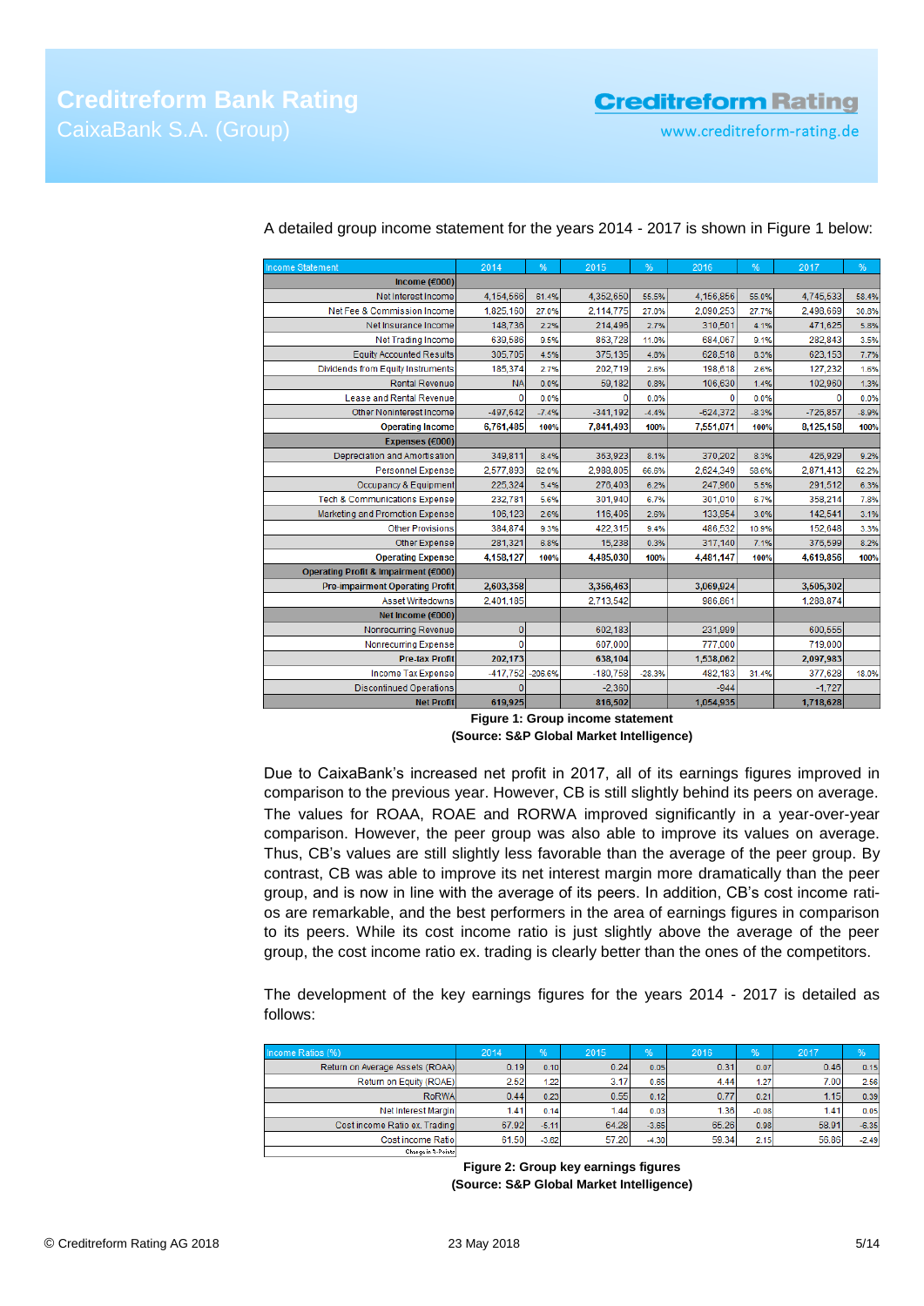A detailed group income statement for the years 2014 - 2017 is shown in Figure 1 below:

| Income Statement | 2014 | % | 2015 | % | 2016 | % | 2017 | % |
|---|---|---|---|---|---|---|---|---|
| **Income (€000)** | | | | | | | | |
| Net Interest Income | 4,154,566 | 61.4% | 4,352,650 | 55.5% | 4,156,856 | 55.0% | 4,745,533 | 58.4% |
| Net Fee & Commission Income | 1,825,160 | 27.0% | 2,114,775 | 27.0% | 2,090,253 | 27.7% | 2,498,669 | 30.8% |
| Net Insurance Income | 148,736 | 2.2% | 214,496 | 2.7% | 310,501 | 4.1% | 471,625 | 5.8% |
| Net Trading Income | 639,686 | 9.5% | 863,728 | 11.0% | 684,067 | 9.1% | 282,843 | 3.5% |
| Equity Accounted Results | 305,705 | 4.5% | 375,135 | 4.8% | 628,518 | 8.3% | 623,153 | 7.7% |
| Dividends from Equity Instruments | 185,374 | 2.7% | 202,719 | 2.6% | 198,618 | 2.6% | 127,232 | 1.6% |
| Rental Revenue | NA | 0.0% | 59,182 | 0.8% | 106,630 | 1.4% | 102,960 | 1.3% |
| Lease and Rental Revenue | 0 | 0.0% | 0 | 0.0% | 0 | 0.0% | 0 | 0.0% |
| Other Noninterest Income | -497,642 | -7.4% | -341,192 | -4.4% | -624,372 | -8.3% | -726,857 | -8.9% |
| **Operating Income** | **6,761,485** | **100%** | **7,841,493** | **100%** | **7,551,071** | **100%** | **8,125,158** | **100%** |
| **Expenses (€000)** | | | | | | | | |
| Depreciation and Amortisation | 349,811 | 8.4% | 353,923 | 8.1% | 370,202 | 8.3% | 425,929 | 9.2% |
| Personnel Expense | 2,577,893 | 62.0% | 2,988,805 | 66.6% | 2,624,349 | 58.6% | 2,871,413 | 62.2% |
| Occupancy & Equipment | 225,324 | 5.4% | 278,403 | 6.2% | 247,960 | 5.5% | 291,512 | 6.3% |
| Tech & Communications Expense | 232,781 | 5.6% | 301,940 | 6.7% | 301,010 | 6.7% | 358,214 | 7.8% |
| Marketing and Promotion Expense | 106,123 | 2.6% | 116,406 | 2.6% | 133,954 | 3.0% | 142,541 | 3.1% |
| Other Provisions | 384,874 | 9.3% | 422,315 | 9.4% | 486,532 | 10.9% | 152,648 | 3.3% |
| Other Expense | 281,321 | 6.8% | 15,238 | 0.3% | 317,140 | 7.1% | 376,599 | 8.2% |
| **Operating Expense** | **4,158,127** | **100%** | **4,485,030** | **100%** | **4,481,147** | **100%** | **4,619,856** | **100%** |
| **Operating Profit & Impairment (€000)** | | | | | | | | |
| **Pre-impairment Operating Profit** | **2,603,358** | | **3,356,463** | | **3,069,924** | | **3,505,302** | |
| Asset Writedowns | 2,401,185 | | 2,713,542 | | 986,861 | | 1,288,874 | |
| **Net Income (€000)** | | | | | | | | |
| Nonrecurring Revenue | 0 | | 602,183 | | 231,999 | | 600,555 | |
| Nonrecurring Expense | 0 | | 607,000 | | 777,000 | | 719,000 | |
| **Pre-tax Profit** | **202,173** | | **638,104** | | **1,538,062** | | **2,097,983** | |
| Income Tax Expense | -417,752 | -206.6% | -180,758 | -28.3% | 482,183 | 31.4% | 377,628 | 18.0% |
| Discontinued Operations | 0 | | -2,360 | | -944 | | -1,727 | |
| **Net Profit** | **619,925** | | **816,502** | | **1,054,935** | | **1,718,628** | |

**Figure 1: Group income statement**
**(Source: S&P Global Market Intelligence)**

Due to CaixaBank's increased net profit in 2017, all of its earnings figures improved in comparison to the previous year. However, CB is still slightly behind its peers on average. The values for ROAA, ROAE and RORWA improved significantly in a year-over-year comparison. However, the peer group was also able to improve its values on average. Thus, CB's values are still slightly less favorable than the average of the peer group. By contrast, CB was able to improve its net interest margin more dramatically than the peer group, and is now in line with the average of its peers. In addition, CB's cost income ratios are remarkable, and the best performers in the area of earnings figures in comparison to its peers. While its cost income ratio is just slightly above the average of the peer group, the cost income ratio ex. trading is clearly better than the ones of the competitors.

The development of the key earnings figures for the years 2014 - 2017 is detailed as follows:

| Income Ratios (%) | 2014 | % | 2015 | % | 2016 | % | 2017 | % |
|---|---|---|---|---|---|---|---|---|
| Return on Average Assets (ROAA) | 0.19 | 0.10 | 0.24 | 0.05 | 0.31 | 0.07 | 0.46 | 0.15 |
| Return on Equity (ROAE) | 2.52 | 1.22 | 3.17 | 0.65 | 4.44 | 1.27 | 7.00 | 2.56 |
| RoRWA | 0.44 | 0.23 | 0.55 | 0.12 | 0.77 | 0.21 | 1.15 | 0.39 |
| Net Interest Margin | 1.41 | 0.14 | 1.44 | 0.03 | 1.36 | -0.08 | 1.41 | 0.05 |
| Cost income Ratio ex. Trading | 67.92 | -5.11 | 64.28 | -3.65 | 65.26 | 0.98 | 56.91 | -8.35 |
| Cost income Ratio | 61.50 | -3.62 | 57.20 | -4.30 | 59.34 | 2.15 | 56.86 | -2.49 |
| Change in %-Points | | | | | | | | |

**Figure 2: Group key earnings figures**
**(Source: S&P Global Market Intelligence)**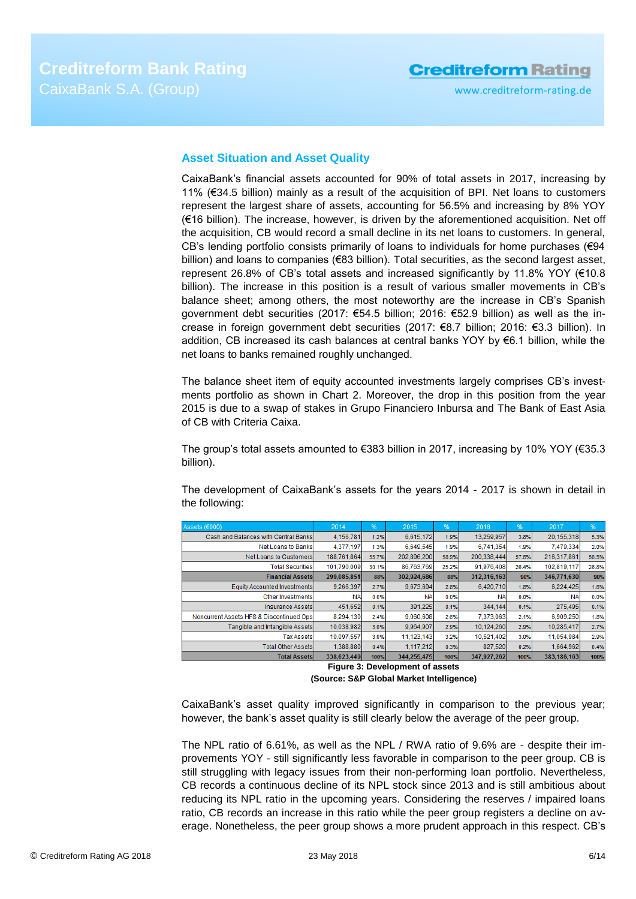## Asset Situation and Asset Quality

CaixaBank's financial assets accounted for 90% of total assets in 2017, increasing by 11% (€34.5 billion) mainly as a result of the acquisition of BPI. Net loans to customers represent the largest share of assets, accounting for 56.5% and increasing by 8% YOY (€16 billion). The increase, however, is driven by the aforementioned acquisition. Net off the acquisition, CB would record a small decline in its net loans to customers. In general, CB's lending portfolio consists primarily of loans to individuals for home purchases (€94 billion) and loans to companies (€83 billion). Total securities, as the second largest asset, represent 26.8% of CB's total assets and increased significantly by 11.8% YOY (€10.8 billion). The increase in this position is a result of various smaller movements in CB's balance sheet; among others, the most noteworthy are the increase in CB's Spanish government debt securities (2017: €54.5 billion; 2016: €52.9 billion) as well as the increase in foreign government debt securities (2017: €8.7 billion; 2016: €3.3 billion). In addition, CB increased its cash balances at central banks YOY by €6.1 billion, while the net loans to banks remained roughly unchanged.

The balance sheet item of equity accounted investments largely comprises CB's investments portfolio as shown in Chart 2. Moreover, the drop in this position from the year 2015 is due to a swap of stakes in Grupo Financiero Inbursa and The Bank of East Asia of CB with Criteria Caixa.

The group's total assets amounted to €383 billion in 2017, increasing by 10% YOY (€35.3 billion).

The development of CaixaBank's assets for the years 2014 - 2017 is shown in detail in the following:

| Assets (€000) | 2014 | % | 2015 | % | 2016 | % | 2017 | % |
|---|---|---|---|---|---|---|---|---|
| Cash and Balances with Central Banks | 4,156,781 | 1.2% | 6,615,172 | 1.9% | 13,259,957 | 3.8% | 20,155,318 | 5.3% |
| Net Loans to Banks | 4,377,197 | 1.3% | 6,649,545 | 1.9% | 6,741,354 | 1.9% | 7,479,334 | 2.0% |
| Net Loans to Customers | 188,761,864 | 55.7% | 202,896,200 | 58.9% | 200,338,444 | 57.6% | 216,317,861 | 56.5% |
| Total Securities | 101,790,009 | 30.1% | 86,763,769 | 25.2% | 91,976,408 | 26.4% | 102,819,117 | 26.8% |
| **Financial Assets** | **299,085,851** | **88%** | **302,924,686** | **88%** | **312,316,163** | **90%** | **346,771,630** | **90%** |
| Equity Accounted Investments | 9,266,397 | 2.7% | 9,673,694 | 2.8% | 6,420,710 | 1.8% | 6,224,425 | 1.6% |
| Other Investments | NA | 0.0% | NA | 0.0% | NA | 0.0% | NA | 0.0% |
| Insurance Assets | 451,652 | 0.1% | 391,225 | 0.1% | 344,144 | 0.1% | 275,495 | 0.1% |
| Noncurrent Assets HFS & Discontinued Ops | 8,294,130 | 2.4% | 9,060,608 | 2.6% | 7,373,063 | 2.1% | 6,909,250 | 1.8% |
| Tangible and Intangible Assets | 10,038,982 | 3.0% | 9,964,907 | 2.9% | 10,124,260 | 2.9% | 10,285,417 | 2.7% |
| Tax Assets | 10,097,557 | 3.0% | 11,123,143 | 3.2% | 10,521,402 | 3.0% | 11,064,984 | 2.9% |
| Total Other Assets | 1,388,880 | 0.4% | 1,117,212 | 0.3% | 827,520 | 0.2% | 1,664,962 | 0.4% |
| **Total Assets** | **338,623,449** | **100%** | **344,255,475** | **100%** | **347,927,262** | **100%** | **383,186,163** | **100%** |

**Figure 3: Development of assets**
**(Source: S&P Global Market Intelligence)**

CaixaBank's asset quality improved significantly in comparison to the previous year; however, the bank's asset quality is still clearly below the average of the peer group.

The NPL ratio of 6.61%, as well as the NPL / RWA ratio of 9.6% are - despite their improvements YOY - still significantly less favorable in comparison to the peer group. CB is still struggling with legacy issues from their non-performing loan portfolio. Nevertheless, CB records a continuous decline of its NPL stock since 2013 and is still ambitious about reducing its NPL ratio in the upcoming years. Considering the reserves / impaired loans ratio, CB records an increase in this ratio while the peer group registers a decline on average. Nonetheless, the peer group shows a more prudent approach in this respect. CB's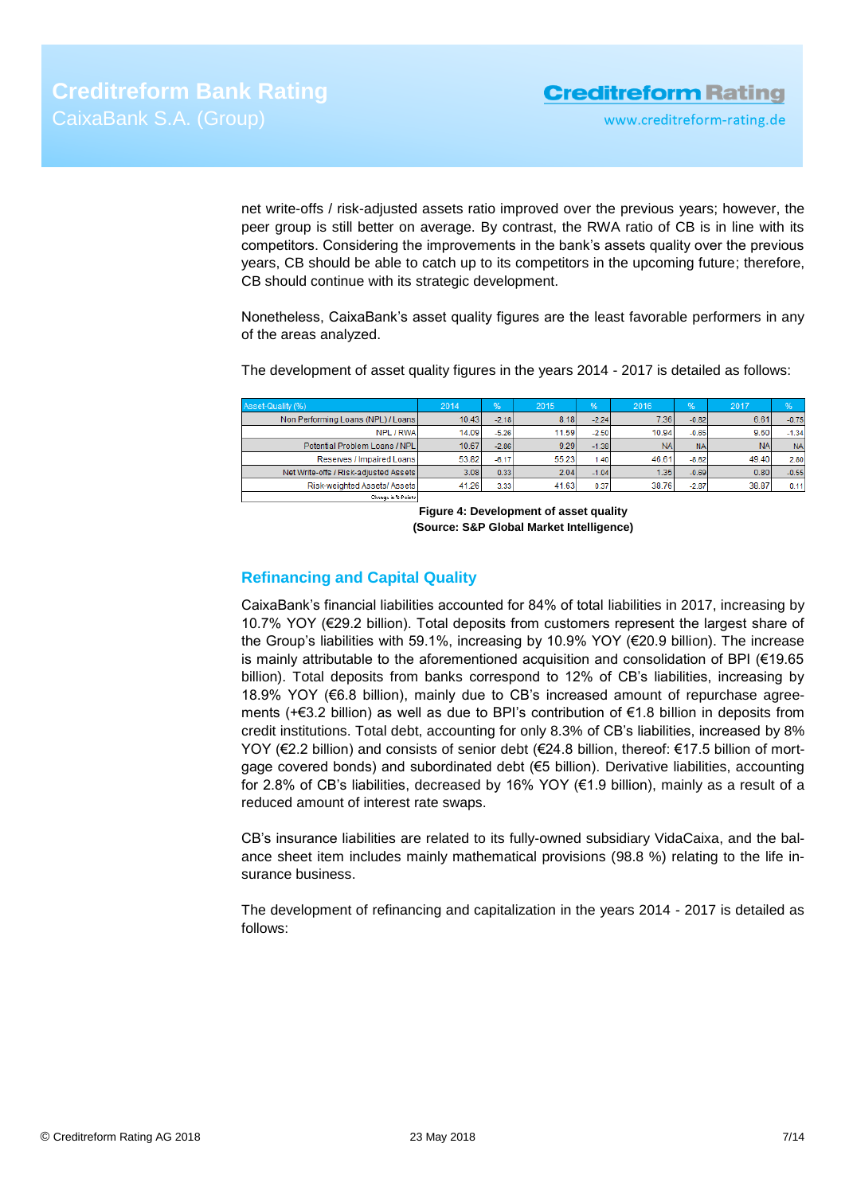net write-offs / risk-adjusted assets ratio improved over the previous years; however, the peer group is still better on average. By contrast, the RWA ratio of CB is in line with its competitors. Considering the improvements in the bank's assets quality over the previous years, CB should be able to catch up to its competitors in the upcoming future; therefore, CB should continue with its strategic development.

Nonetheless, CaixaBank's asset quality figures are the least favorable performers in any of the areas analyzed.

The development of asset quality figures in the years 2014 - 2017 is detailed as follows:

| Asset-Quality (%) | 2014 | % | 2015 | % | 2016 | % | 2017 | % |
|---|---|---|---|---|---|---|---|---|
| Non Performing Loans (NPL) / Loans | 10.43 | -2.18 | 8.18 | -2.24 | 7.36 | -0.82 | 6.61 | -0.75 |
| NPL / RWA | 14.09 | -5.26 | 11.59 | -2.50 | 10.94 | -0.65 | 9.60 | -1.34 |
| Potential Problem Loans / NPL | 10.67 | -2.86 | 9.29 | -1.38 | NA | NA | NA | NA |
| Reserves / Impaired Loans | 53.82 | -6.17 | 55.23 | 1.40 | 46.61 | -8.62 | 49.40 | 2.80 |
| Net Write-offs / Risk-adjusted Assets | 3.08 | 0.33 | 2.04 | -1.04 | 1.35 | -0.69 | 0.80 | -0.55 |
| Risk-weighted Assets/ Assets | 41.26 | 3.33 | 41.63 | 0.37 | 38.76 | -2.87 | 38.87 | 0.11 |
| Change in % Points | | | | | | | | |

**Figure 4: Development of asset quality**
**(Source: S&P Global Market Intelligence)**

## Refinancing and Capital Quality

CaixaBank's financial liabilities accounted for 84% of total liabilities in 2017, increasing by 10.7% YOY (€29.2 billion). Total deposits from customers represent the largest share of the Group's liabilities with 59.1%, increasing by 10.9% YOY (€20.9 billion). The increase is mainly attributable to the aforementioned acquisition and consolidation of BPI (€19.65 billion). Total deposits from banks correspond to 12% of CB's liabilities, increasing by 18.9% YOY (€6.8 billion), mainly due to CB's increased amount of repurchase agreements (+€3.2 billion) as well as due to BPI's contribution of €1.8 billion in deposits from credit institutions. Total debt, accounting for only 8.3% of CB's liabilities, increased by 8% YOY (€2.2 billion) and consists of senior debt (€24.8 billion, thereof: €17.5 billion of mortgage covered bonds) and subordinated debt (€5 billion). Derivative liabilities, accounting for 2.8% of CB's liabilities, decreased by 16% YOY (€1.9 billion), mainly as a result of a reduced amount of interest rate swaps.

CB's insurance liabilities are related to its fully-owned subsidiary VidaCaixa, and the balance sheet item includes mainly mathematical provisions (98.8 %) relating to the life insurance business.

The development of refinancing and capitalization in the years 2014 - 2017 is detailed as follows: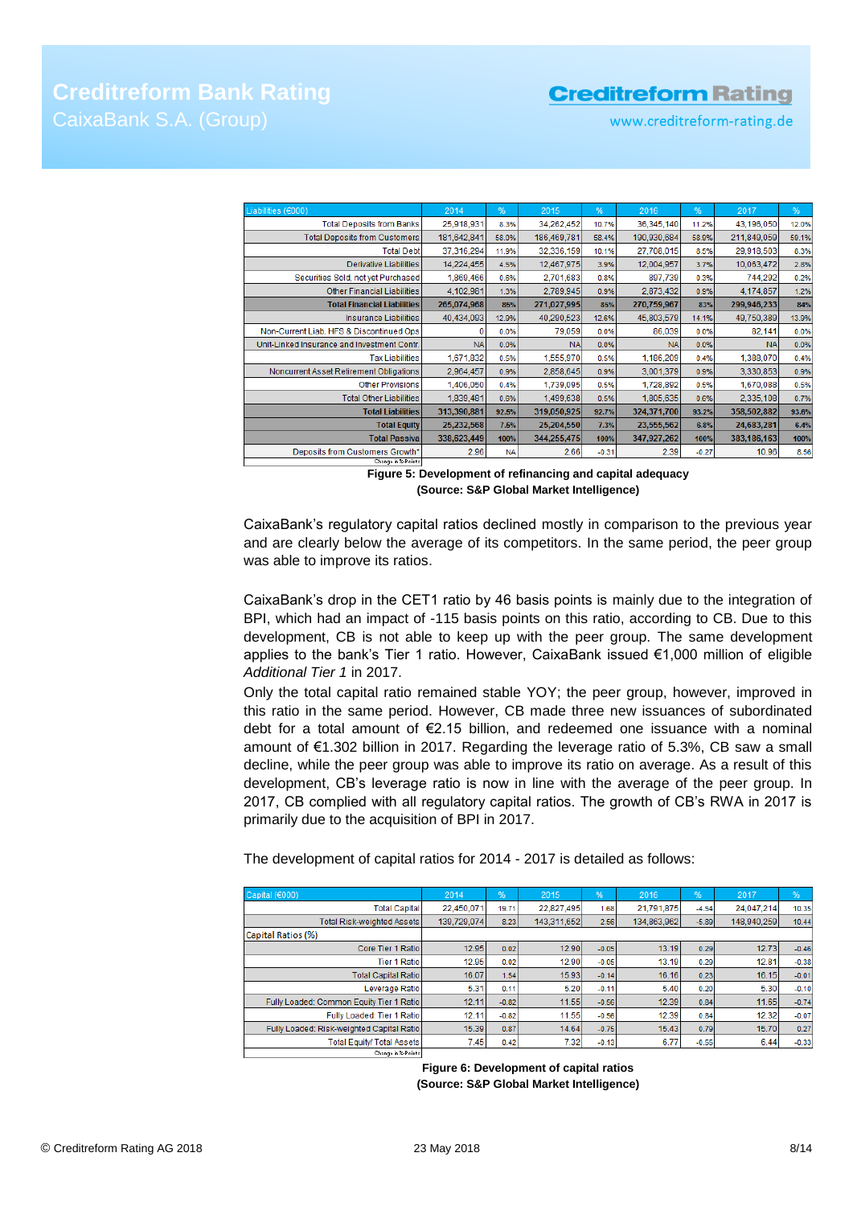| Liabilities (€000) | 2014 | % | 2015 | % | 2016 | % | 2017 | % |
|---|---|---|---|---|---|---|---|---|
| Total Deposits from Banks | 25,918,931 | 8.3% | 34,262,452 | 10.7% | 36,345,140 | 11.2% | 43,196,050 | 12.0% |
| Total Deposits from Customers | 181,642,841 | 58.0% | 186,469,781 | 58.4% | 190,930,684 | 58.9% | 211,849,059 | 59.1% |
| Total Debt | 37,316,294 | 11.9% | 32,336,159 | 10.1% | 27,708,015 | 8.5% | 29,918,503 | 8.3% |
| Derivative Liabilities | 14,224,455 | 4.5% | 12,467,975 | 3.9% | 12,004,957 | 3.7% | 10,063,472 | 2.8% |
| Securities Sold, not yet Purchased | 1,869,466 | 0.6% | 2,701,683 | 0.8% | 897,739 | 0.3% | 744,292 | 0.2% |
| Other Financial Liabilities | 4,102,981 | 1.3% | 2,789,945 | 0.9% | 2,873,432 | 0.9% | 4,174,857 | 1.2% |
| **Total Financial Liabilities** | **265,074,968** | **85%** | **271,027,995** | **85%** | **270,759,967** | **83%** | **299,946,233** | **84%** |
| Insurance Liabilities | 40,434,093 | 12.9% | 40,290,523 | 12.6% | 45,803,579 | 14.1% | 49,750,389 | 13.9% |
| Non-Current Liab. HFS & Discontinued Ops | 0 | 0.0% | 79,059 | 0.0% | 86,039 | 0.0% | 82,141 | 0.0% |
| Unit-Linked Insurance and Investment Contr. | NA | 0.0% | NA | 0.0% | NA | 0.0% | NA | 0.0% |
| Tax Liabilities | 1,671,832 | 0.5% | 1,555,970 | 0.5% | 1,186,209 | 0.4% | 1,389,070 | 0.4% |
| Noncurrent Asset Retirement Obligations | 2,964,457 | 0.9% | 2,858,645 | 0.9% | 3,001,379 | 0.9% | 3,330,853 | 0.9% |
| Other Provisions | 1,406,050 | 0.4% | 1,739,095 | 0.5% | 1,728,892 | 0.5% | 1,670,088 | 0.5% |
| Total Other Liabilities | 1,839,481 | 0.6% | 1,499,638 | 0.5% | 1,805,635 | 0.6% | 2,335,109 | 0.7% |
| **Total Liabilities** | **313,390,881** | **92.5%** | **319,050,925** | **92.7%** | **324,371,700** | **93.2%** | **358,502,882** | **93.6%** |
| **Total Equity** | **25,232,568** | **7.5%** | **25,204,550** | **7.3%** | **23,555,562** | **6.8%** | **24,683,281** | **6.4%** |
| **Total Passiva** | **338,623,449** | **100%** | **344,255,475** | **100%** | **347,927,262** | **100%** | **383,186,163** | **100%** |
| Deposits from Customers Growth* | 2.96 | NA | 2.66 | -0.31 | 2.39 | -0.27 | 10.96 | 8.56 |
| *Change in %-Points | | | | | | | | |

**Figure 5: Development of refinancing and capital adequacy**
**(Source: S&P Global Market Intelligence)**

CaixaBank's regulatory capital ratios declined mostly in comparison to the previous year and are clearly below the average of its competitors. In the same period, the peer group was able to improve its ratios.

CaixaBank's drop in the CET1 ratio by 46 basis points is mainly due to the integration of BPI, which had an impact of -115 basis points on this ratio, according to CB. Due to this development, CB is not able to keep up with the peer group. The same development applies to the bank's Tier 1 ratio. However, CaixaBank issued €1,000 million of eligible *Additional Tier 1* in 2017.

Only the total capital ratio remained stable YOY; the peer group, however, improved in this ratio in the same period. However, CB made three new issuances of subordinated debt for a total amount of €2.15 billion, and redeemed one issuance with a nominal amount of €1.302 billion in 2017. Regarding the leverage ratio of 5.3%, CB saw a small decline, while the peer group was able to improve its ratio on average. As a result of this development, CB's leverage ratio is now in line with the average of the peer group. In 2017, CB complied with all regulatory capital ratios. The growth of CB's RWA in 2017 is primarily due to the acquisition of BPI in 2017.

The development of capital ratios for 2014 - 2017 is detailed as follows:

| Capital (€000) | 2014 | % | 2015 | % | 2016 | % | 2017 | % |
|---|---|---|---|---|---|---|---|---|
| Total Capital | 22,450,071 | 19.71 | 22,827,495 | 1.68 | 21,791,875 | -4.54 | 24,047,214 | 10.35 |
| Total Risk-weighted Assets | 139,729,074 | 8.23 | 143,311,652 | 2.56 | 134,863,962 | -5.89 | 148,940,259 | 10.44 |
| **Capital Ratios (%)** | | | | | | | | |
| Core Tier 1 Ratio | 12.95 | 0.02 | 12.90 | -0.05 | 13.19 | 0.29 | 12.73 | -0.46 |
| Tier 1 Ratio | 12.95 | 0.02 | 12.90 | -0.05 | 13.19 | 0.29 | 12.81 | -0.38 |
| Total Capital Ratio | 16.07 | 1.54 | 15.93 | -0.14 | 16.16 | 0.23 | 16.15 | -0.01 |
| Leverage Ratio | 5.31 | 0.11 | 5.20 | -0.11 | 5.40 | 0.20 | 5.30 | -0.10 |
| Fully Loaded: Common Equity Tier 1 Ratio | 12.11 | -0.82 | 11.55 | -0.56 | 12.39 | 0.84 | 11.65 | -0.74 |
| Fully Loaded: Tier 1 Ratio | 12.11 | -0.82 | 11.55 | -0.56 | 12.39 | 0.84 | 12.32 | -0.07 |
| Fully Loaded: Risk-weighted Capital Ratio | 15.39 | 0.87 | 14.64 | -0.75 | 15.43 | 0.79 | 15.70 | 0.27 |
| Total Equity/ Total Assets | 7.45 | 0.42 | 7.32 | -0.13 | 6.77 | -0.55 | 6.44 | -0.33 |
| Change in %-Points | | | | | | | | |

**Figure 6: Development of capital ratios**
**(Source: S&P Global Market Intelligence)**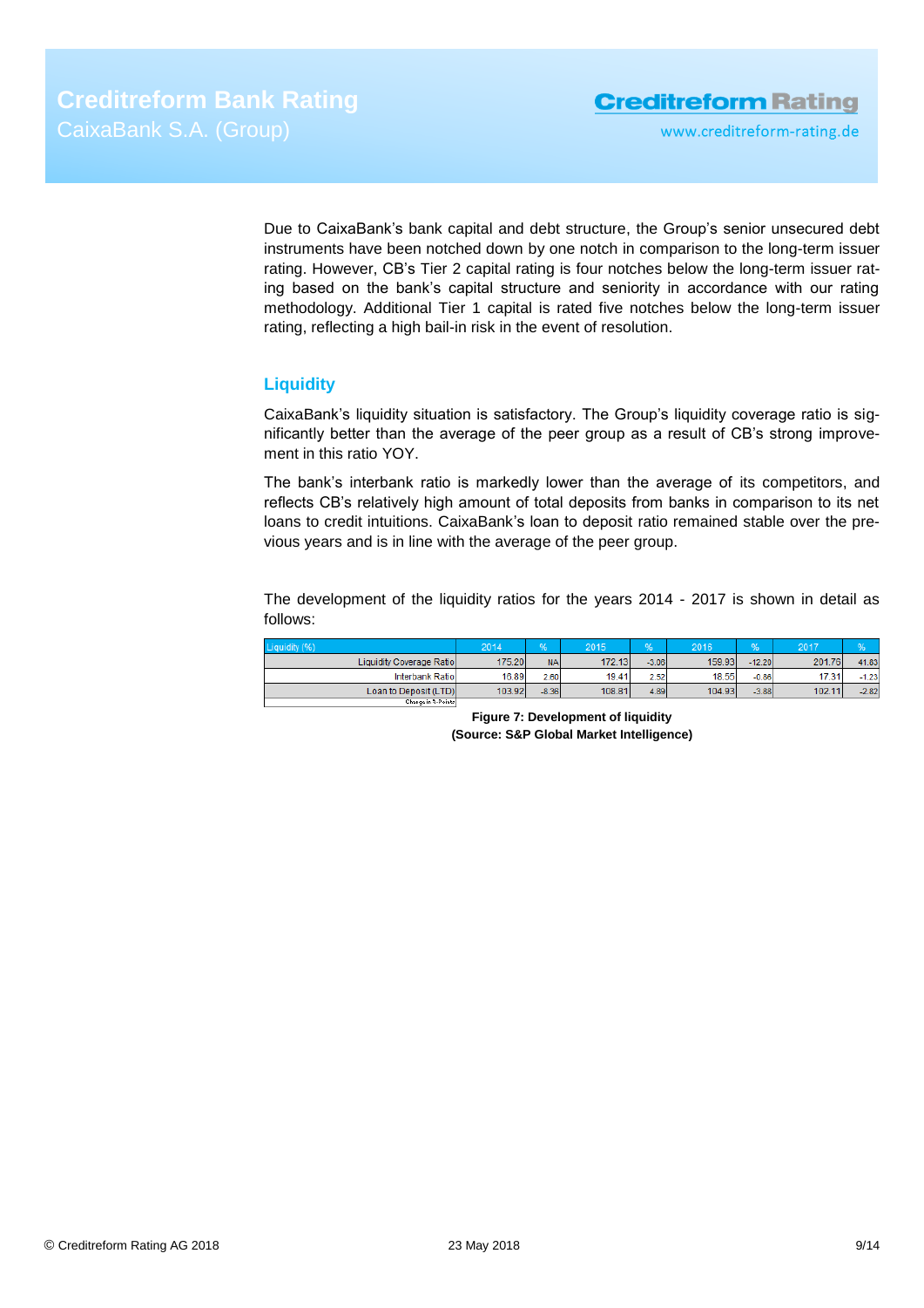Due to CaixaBank's bank capital and debt structure, the Group's senior unsecured debt instruments have been notched down by one notch in comparison to the long-term issuer rating. However, CB's Tier 2 capital rating is four notches below the long-term issuer rating based on the bank's capital structure and seniority in accordance with our rating methodology. Additional Tier 1 capital is rated five notches below the long-term issuer rating, reflecting a high bail-in risk in the event of resolution.

## Liquidity

CaixaBank's liquidity situation is satisfactory. The Group's liquidity coverage ratio is significantly better than the average of the peer group as a result of CB's strong improvement in this ratio YOY.

The bank's interbank ratio is markedly lower than the average of its competitors, and reflects CB's relatively high amount of total deposits from banks in comparison to its net loans to credit intuitions. CaixaBank's loan to deposit ratio remained stable over the previous years and is in line with the average of the peer group.

The development of the liquidity ratios for the years 2014 - 2017 is shown in detail as follows:

| Liquidity (%) | 2014 | % | 2015 | % | 2016 | % | 2017 | % |
|---|---|---|---|---|---|---|---|---|
| Liquidity Coverage Ratio | 175.20 | NA | 172.13 | -3.08 | 159.93 | -12.20 | 201.76 | 41.83 |
| Interbank Ratio | 16.89 | 2.60 | 19.41 | 2.52 | 18.55 | -0.86 | 17.31 | -1.23 |
| Loan to Deposit (LTD) | 103.92 | -8.36 | 108.81 | 4.89 | 104.93 | -3.88 | 102.11 | -2.82 |
| Change in %-Points | | | | | | | | |

**Figure 7: Development of liquidity (Source: S&P Global Market Intelligence)**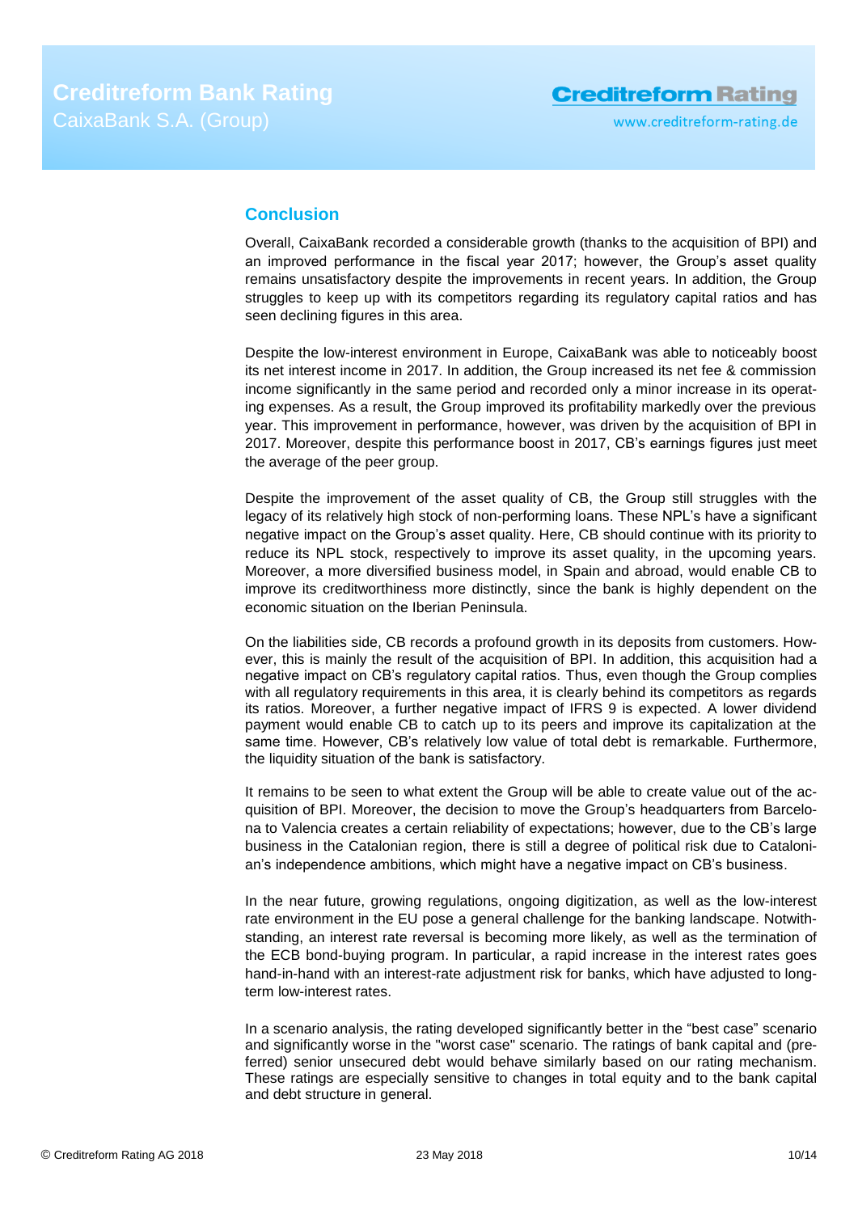## Conclusion

Overall, CaixaBank recorded a considerable growth (thanks to the acquisition of BPI) and an improved performance in the fiscal year 2017; however, the Group's asset quality remains unsatisfactory despite the improvements in recent years. In addition, the Group struggles to keep up with its competitors regarding its regulatory capital ratios and has seen declining figures in this area.

Despite the low-interest environment in Europe, CaixaBank was able to noticeably boost its net interest income in 2017. In addition, the Group increased its net fee & commission income significantly in the same period and recorded only a minor increase in its operating expenses. As a result, the Group improved its profitability markedly over the previous year. This improvement in performance, however, was driven by the acquisition of BPI in 2017. Moreover, despite this performance boost in 2017, CB's earnings figures just meet the average of the peer group.

Despite the improvement of the asset quality of CB, the Group still struggles with the legacy of its relatively high stock of non-performing loans. These NPL's have a significant negative impact on the Group's asset quality. Here, CB should continue with its priority to reduce its NPL stock, respectively to improve its asset quality, in the upcoming years. Moreover, a more diversified business model, in Spain and abroad, would enable CB to improve its creditworthiness more distinctly, since the bank is highly dependent on the economic situation on the Iberian Peninsula.

On the liabilities side, CB records a profound growth in its deposits from customers. However, this is mainly the result of the acquisition of BPI. In addition, this acquisition had a negative impact on CB's regulatory capital ratios. Thus, even though the Group complies with all regulatory requirements in this area, it is clearly behind its competitors as regards its ratios. Moreover, a further negative impact of IFRS 9 is expected. A lower dividend payment would enable CB to catch up to its peers and improve its capitalization at the same time. However, CB's relatively low value of total debt is remarkable. Furthermore, the liquidity situation of the bank is satisfactory.

It remains to be seen to what extent the Group will be able to create value out of the acquisition of BPI. Moreover, the decision to move the Group's headquarters from Barcelona to Valencia creates a certain reliability of expectations; however, due to the CB's large business in the Catalonian region, there is still a degree of political risk due to Catalonian's independence ambitions, which might have a negative impact on CB's business.

In the near future, growing regulations, ongoing digitization, as well as the low-interest rate environment in the EU pose a general challenge for the banking landscape. Notwithstanding, an interest rate reversal is becoming more likely, as well as the termination of the ECB bond-buying program. In particular, a rapid increase in the interest rates goes hand-in-hand with an interest-rate adjustment risk for banks, which have adjusted to long-term low-interest rates.

In a scenario analysis, the rating developed significantly better in the "best case" scenario and significantly worse in the "worst case" scenario. The ratings of bank capital and (preferred) senior unsecured debt would behave similarly based on our rating mechanism. These ratings are especially sensitive to changes in total equity and to the bank capital and debt structure in general.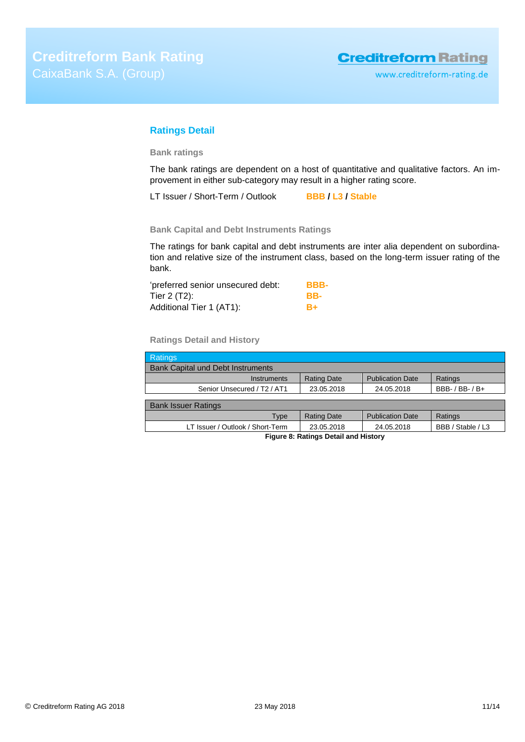## Ratings Detail

### Bank ratings

The bank ratings are dependent on a host of quantitative and qualitative factors. An improvement in either sub-category may result in a higher rating score.

LT Issuer / Short-Term / Outlook **BBB / L3 / Stable**

### Bank Capital and Debt Instruments Ratings

The ratings for bank capital and debt instruments are inter alia dependent on subordination and relative size of the instrument class, based on the long-term issuer rating of the bank.

| | |
|---|---|
| 'preferred senior unsecured debt: | **BBB-** |
| Tier 2 (T2): | **BB-** |
| Additional Tier 1 (AT1): | **B+** |

### Ratings Detail and History

| Ratings | | | |
|---|---|---|---|
| **Bank Capital und Debt Instruments** | | | |
| Instruments | Rating Date | Publication Date | Ratings |
| Senior Unsecured / T2 / AT1 | 23.05.2018 | 24.05.2018 | BBB- / BB- / B+ |

| Bank Issuer Ratings | | | |
|---|---|---|---|
| Type | Rating Date | Publication Date | Ratings |
| LT Issuer / Outlook / Short-Term | 23.05.2018 | 24.05.2018 | BBB / Stable / L3 |

**Figure 8: Ratings Detail and History**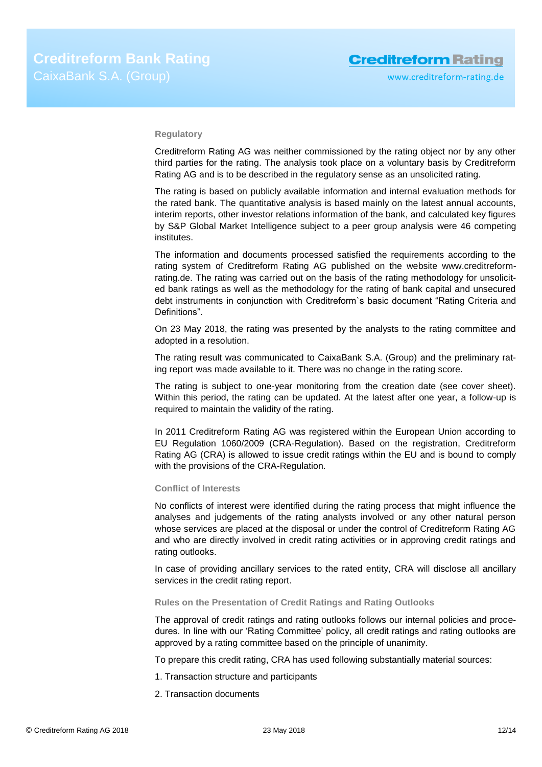## Regulatory

Creditreform Rating AG was neither commissioned by the rating object nor by any other third parties for the rating. The analysis took place on a voluntary basis by Creditreform Rating AG and is to be described in the regulatory sense as an unsolicited rating.

The rating is based on publicly available information and internal evaluation methods for the rated bank. The quantitative analysis is based mainly on the latest annual accounts, interim reports, other investor relations information of the bank, and calculated key figures by S&P Global Market Intelligence subject to a peer group analysis were 46 competing institutes.

The information and documents processed satisfied the requirements according to the rating system of Creditreform Rating AG published on the website www.creditreform-rating.de. The rating was carried out on the basis of the rating methodology for unsolicited bank ratings as well as the methodology for the rating of bank capital and unsecured debt instruments in conjunction with Creditreform`s basic document "Rating Criteria and Definitions".

On 23 May 2018, the rating was presented by the analysts to the rating committee and adopted in a resolution.

The rating result was communicated to CaixaBank S.A. (Group) and the preliminary rating report was made available to it. There was no change in the rating score.

The rating is subject to one-year monitoring from the creation date (see cover sheet). Within this period, the rating can be updated. At the latest after one year, a follow-up is required to maintain the validity of the rating.

In 2011 Creditreform Rating AG was registered within the European Union according to EU Regulation 1060/2009 (CRA-Regulation). Based on the registration, Creditreform Rating AG (CRA) is allowed to issue credit ratings within the EU and is bound to comply with the provisions of the CRA-Regulation.

### Conflict of Interests

No conflicts of interest were identified during the rating process that might influence the analyses and judgements of the rating analysts involved or any other natural person whose services are placed at the disposal or under the control of Creditreform Rating AG and who are directly involved in credit rating activities or in approving credit ratings and rating outlooks.

In case of providing ancillary services to the rated entity, CRA will disclose all ancillary services in the credit rating report.

### Rules on the Presentation of Credit Ratings and Rating Outlooks

The approval of credit ratings and rating outlooks follows our internal policies and procedures. In line with our 'Rating Committee' policy, all credit ratings and rating outlooks are approved by a rating committee based on the principle of unanimity.

To prepare this credit rating, CRA has used following substantially material sources:

1. Transaction structure and participants
2. Transaction documents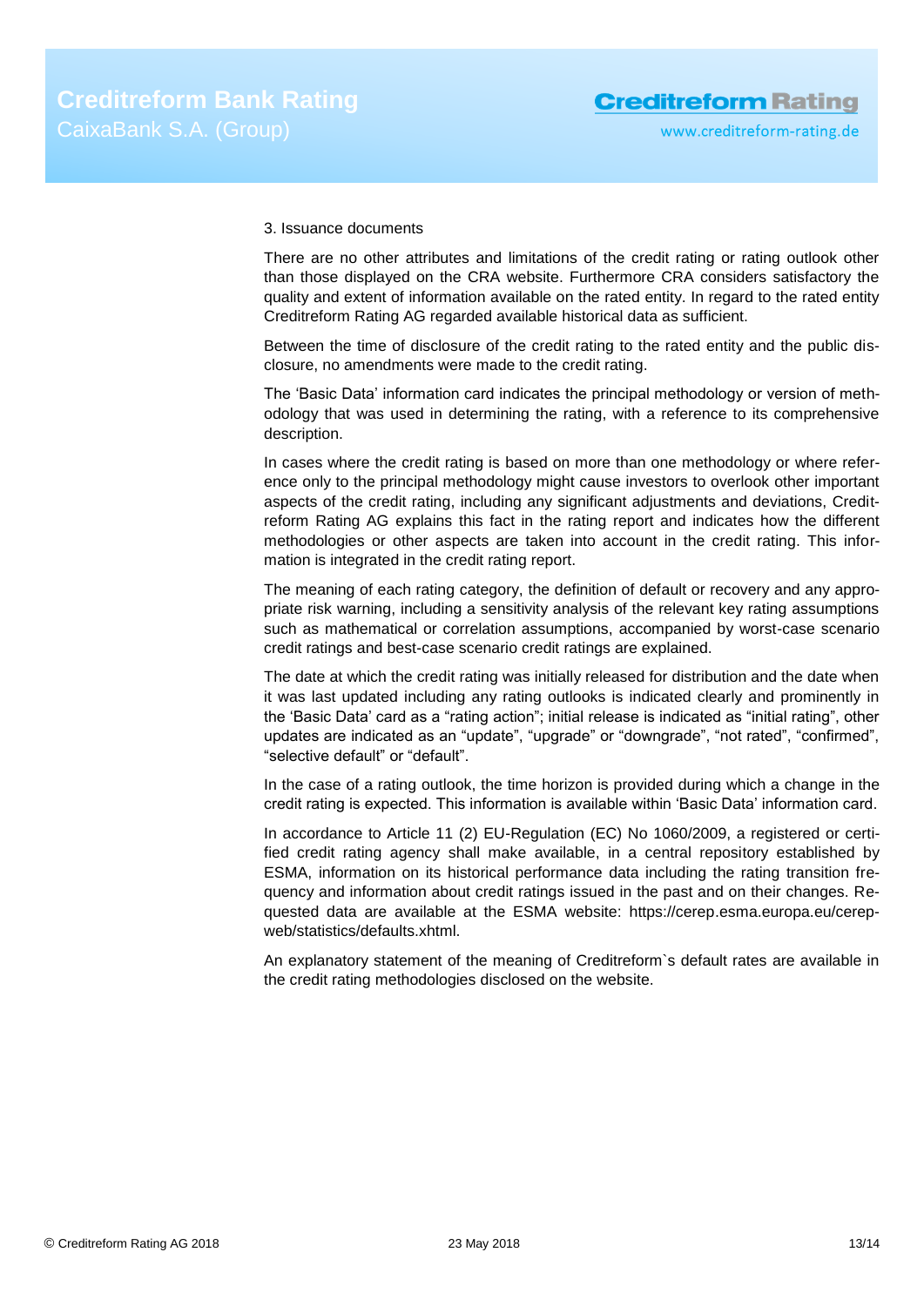3. Issuance documents

There are no other attributes and limitations of the credit rating or rating outlook other than those displayed on the CRA website. Furthermore CRA considers satisfactory the quality and extent of information available on the rated entity. In regard to the rated entity Creditreform Rating AG regarded available historical data as sufficient.

Between the time of disclosure of the credit rating to the rated entity and the public disclosure, no amendments were made to the credit rating.

The 'Basic Data' information card indicates the principal methodology or version of methodology that was used in determining the rating, with a reference to its comprehensive description.

In cases where the credit rating is based on more than one methodology or where reference only to the principal methodology might cause investors to overlook other important aspects of the credit rating, including any significant adjustments and deviations, Creditreform Rating AG explains this fact in the rating report and indicates how the different methodologies or other aspects are taken into account in the credit rating. This information is integrated in the credit rating report.

The meaning of each rating category, the definition of default or recovery and any appropriate risk warning, including a sensitivity analysis of the relevant key rating assumptions such as mathematical or correlation assumptions, accompanied by worst-case scenario credit ratings and best-case scenario credit ratings are explained.

The date at which the credit rating was initially released for distribution and the date when it was last updated including any rating outlooks is indicated clearly and prominently in the 'Basic Data' card as a "rating action"; initial release is indicated as "initial rating", other updates are indicated as an "update", "upgrade" or "downgrade", "not rated", "confirmed", "selective default" or "default".

In the case of a rating outlook, the time horizon is provided during which a change in the credit rating is expected. This information is available within 'Basic Data' information card.

In accordance to Article 11 (2) EU-Regulation (EC) No 1060/2009, a registered or certified credit rating agency shall make available, in a central repository established by ESMA, information on its historical performance data including the rating transition frequency and information about credit ratings issued in the past and on their changes. Requested data are available at the ESMA website: https://cerep.esma.europa.eu/cerep-web/statistics/defaults.xhtml.

An explanatory statement of the meaning of Creditreform`s default rates are available in the credit rating methodologies disclosed on the website.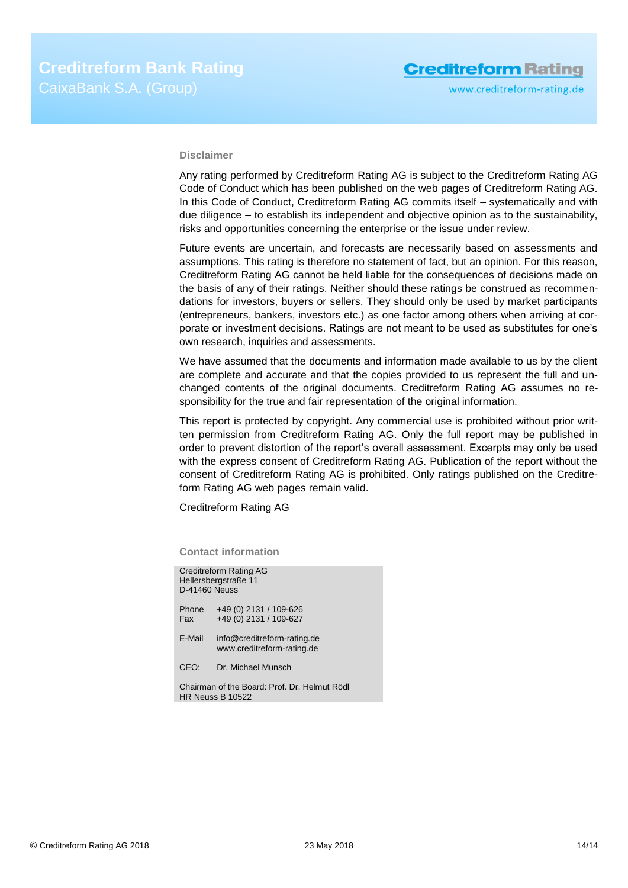## Disclaimer

Any rating performed by Creditreform Rating AG is subject to the Creditreform Rating AG Code of Conduct which has been published on the web pages of Creditreform Rating AG. In this Code of Conduct, Creditreform Rating AG commits itself – systematically and with due diligence – to establish its independent and objective opinion as to the sustainability, risks and opportunities concerning the enterprise or the issue under review.

Future events are uncertain, and forecasts are necessarily based on assessments and assumptions. This rating is therefore no statement of fact, but an opinion. For this reason, Creditreform Rating AG cannot be held liable for the consequences of decisions made on the basis of any of their ratings. Neither should these ratings be construed as recommendations for investors, buyers or sellers. They should only be used by market participants (entrepreneurs, bankers, investors etc.) as one factor among others when arriving at corporate or investment decisions. Ratings are not meant to be used as substitutes for one's own research, inquiries and assessments.

We have assumed that the documents and information made available to us by the client are complete and accurate and that the copies provided to us represent the full and unchanged contents of the original documents. Creditreform Rating AG assumes no responsibility for the true and fair representation of the original information.

This report is protected by copyright. Any commercial use is prohibited without prior written permission from Creditreform Rating AG. Only the full report may be published in order to prevent distortion of the report's overall assessment. Excerpts may only be used with the express consent of Creditreform Rating AG. Publication of the report without the consent of Creditreform Rating AG is prohibited. Only ratings published on the Creditreform Rating AG web pages remain valid.

Creditreform Rating AG

## Contact information

Creditreform Rating AG
Hellersbergstraße 11
D-41460 Neuss

Phone +49 (0) 2131 / 109-626
Fax +49 (0) 2131 / 109-627

E-Mail info@creditreform-rating.de
www.creditreform-rating.de

CEO: Dr. Michael Munsch

Chairman of the Board: Prof. Dr. Helmut Rödl
HR Neuss B 10522